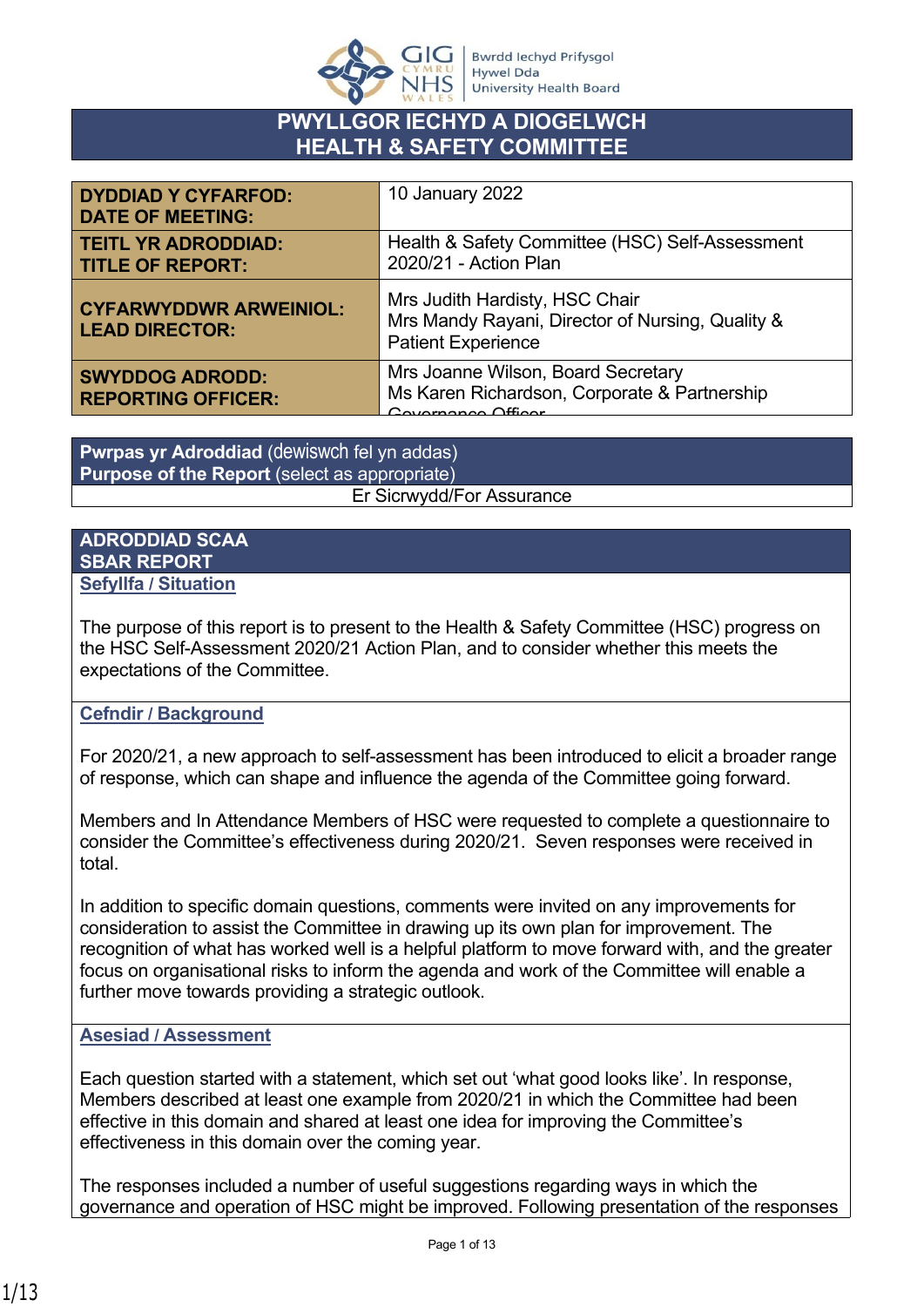# PWYLLGOR IECHYD A DIOGELWCH
# HEALTH & SAFETY COMMITTEE

| | |
|---|---|
| **DYDDIAD Y CYFARFOD: DATE OF MEETING:** | 10 January 2022 |
| **TEITL YR ADRODDIAD: TITLE OF REPORT:** | Health & Safety Committee (HSC) Self-Assessment 2020/21 - Action Plan |
| **CYFARWYDDWR ARWEINIOL: LEAD DIRECTOR:** | Mrs Judith Hardisty, HSC Chair<br>Mrs Mandy Rayani, Director of Nursing, Quality & Patient Experience |
| **SWYDDOG ADRODD: REPORTING OFFICER:** | Mrs Joanne Wilson, Board Secretary<br>Ms Karen Richardson, Corporate & Partnership Governance Officer |

| **Pwrpas yr Adroddiad** (dewiswch fel yn addas)<br>**Purpose of the Report** (select as appropriate) |
|---|
| Er Sicrwydd/For Assurance |

## ADRODDIAD SCAA
## SBAR REPORT

### Sefyllfa / Situation

The purpose of this report is to present to the Health & Safety Committee (HSC) progress on the HSC Self-Assessment 2020/21 Action Plan, and to consider whether this meets the expectations of the Committee.

### Cefndir / Background

For 2020/21, a new approach to self-assessment has been introduced to elicit a broader range of response, which can shape and influence the agenda of the Committee going forward.

Members and In Attendance Members of HSC were requested to complete a questionnaire to consider the Committee's effectiveness during 2020/21. Seven responses were received in total.

In addition to specific domain questions, comments were invited on any improvements for consideration to assist the Committee in drawing up its own plan for improvement. The recognition of what has worked well is a helpful platform to move forward with, and the greater focus on organisational risks to inform the agenda and work of the Committee will enable a further move towards providing a strategic outlook.

### Asesiad / Assessment

Each question started with a statement, which set out 'what good looks like'. In response, Members described at least one example from 2020/21 in which the Committee had been effective in this domain and shared at least one idea for improving the Committee's effectiveness in this domain over the coming year.

The responses included a number of useful suggestions regarding ways in which the governance and operation of HSC might be improved. Following presentation of the responses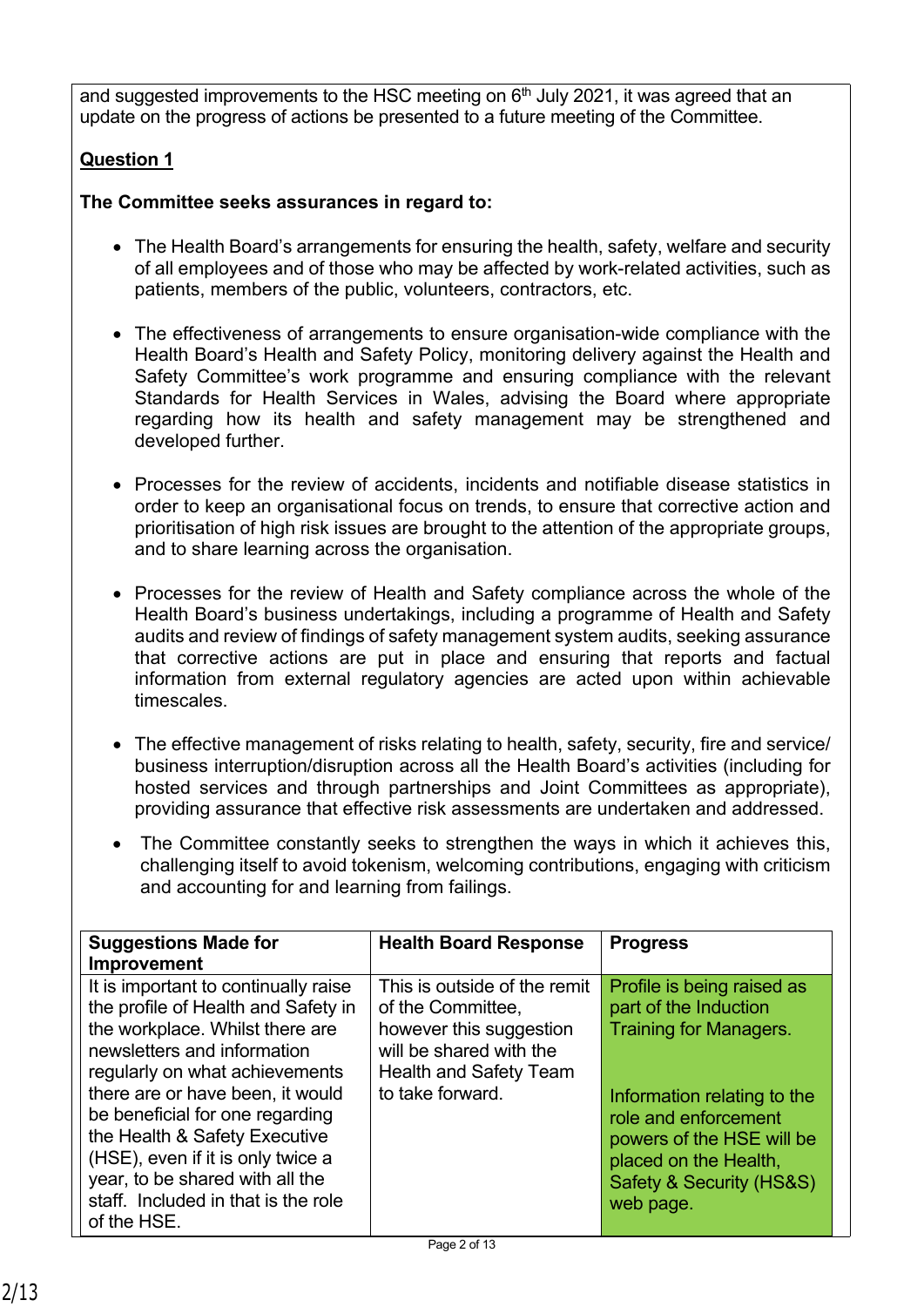and suggested improvements to the HSC meeting on 6th July 2021, it was agreed that an update on the progress of actions be presented to a future meeting of the Committee.

**Question 1**

**The Committee seeks assurances in regard to:**

- The Health Board's arrangements for ensuring the health, safety, welfare and security of all employees and of those who may be affected by work-related activities, such as patients, members of the public, volunteers, contractors, etc.

- The effectiveness of arrangements to ensure organisation-wide compliance with the Health Board's Health and Safety Policy, monitoring delivery against the Health and Safety Committee's work programme and ensuring compliance with the relevant Standards for Health Services in Wales, advising the Board where appropriate regarding how its health and safety management may be strengthened and developed further.

- Processes for the review of accidents, incidents and notifiable disease statistics in order to keep an organisational focus on trends, to ensure that corrective action and prioritisation of high risk issues are brought to the attention of the appropriate groups, and to share learning across the organisation.

- Processes for the review of Health and Safety compliance across the whole of the Health Board's business undertakings, including a programme of Health and Safety audits and review of findings of safety management system audits, seeking assurance that corrective actions are put in place and ensuring that reports and factual information from external regulatory agencies are acted upon within achievable timescales.

- The effective management of risks relating to health, safety, security, fire and service/ business interruption/disruption across all the Health Board's activities (including for hosted services and through partnerships and Joint Committees as appropriate), providing assurance that effective risk assessments are undertaken and addressed.

- The Committee constantly seeks to strengthen the ways in which it achieves this, challenging itself to avoid tokenism, welcoming contributions, engaging with criticism and accounting for and learning from failings.

| Suggestions Made for Improvement | Health Board Response | Progress |
|---|---|---|
| It is important to continually raise the profile of Health and Safety in the workplace. Whilst there are newsletters and information regularly on what achievements there are or have been, it would be beneficial for one regarding the Health & Safety Executive (HSE), even if it is only twice a year, to be shared with all the staff. Included in that is the role of the HSE. | This is outside of the remit of the Committee, however this suggestion will be shared with the Health and Safety Team to take forward. | Profile is being raised as part of the Induction Training for Managers.<br><br>Information relating to the role and enforcement powers of the HSE will be placed on the Health, Safety & Security (HS&S) web page. |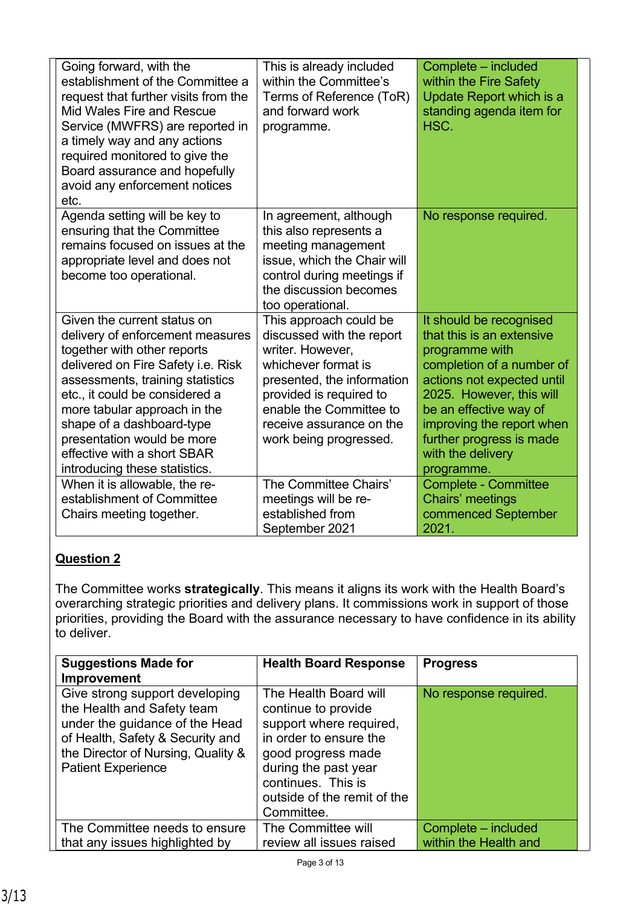| | | |
|---|---|---|
| Going forward, with the establishment of the Committee a request that further visits from the Mid Wales Fire and Rescue Service (MWFRS) are reported in a timely way and any actions required monitored to give the Board assurance and hopefully avoid any enforcement notices etc. | This is already included within the Committee's Terms of Reference (ToR) and forward work programme. | Complete – included within the Fire Safety Update Report which is a standing agenda item for HSC. |
| Agenda setting will be key to ensuring that the Committee remains focused on issues at the appropriate level and does not become too operational. | In agreement, although this also represents a meeting management issue, which the Chair will control during meetings if the discussion becomes too operational. | No response required. |
| Given the current status on delivery of enforcement measures together with other reports delivered on Fire Safety i.e. Risk assessments, training statistics etc., it could be considered a more tabular approach in the shape of a dashboard-type presentation would be more effective with a short SBAR introducing these statistics. | This approach could be discussed with the report writer. However, whichever format is presented, the information provided is required to enable the Committee to receive assurance on the work being progressed. | It should be recognised that this is an extensive programme with completion of a number of actions not expected until 2025. However, this will be an effective way of improving the report when further progress is made with the delivery programme. |
| When it is allowable, the re-establishment of Committee Chairs meeting together. | The Committee Chairs' meetings will be re-established from September 2021 | Complete - Committee Chairs' meetings commenced September 2021. |

**Question 2**

The Committee works **strategically**. This means it aligns its work with the Health Board's overarching strategic priorities and delivery plans. It commissions work in support of those priorities, providing the Board with the assurance necessary to have confidence in its ability to deliver.

| Suggestions Made for Improvement | Health Board Response | Progress |
|---|---|---|
| Give strong support developing the Health and Safety team under the guidance of the Head of Health, Safety & Security and the Director of Nursing, Quality & Patient Experience | The Health Board will continue to provide support where required, in order to ensure the good progress made during the past year continues. This is outside of the remit of the Committee. | No response required. |
| The Committee needs to ensure that any issues highlighted by | The Committee will review all issues raised | Complete – included within the Health and |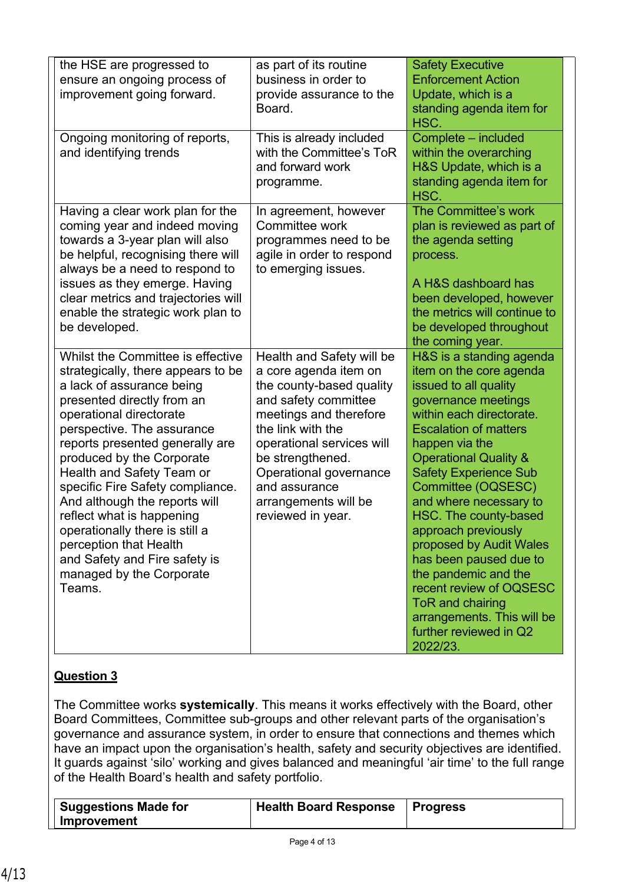| | | |
|---|---|---|
| the HSE are progressed to ensure an ongoing process of improvement going forward. | as part of its routine business in order to provide assurance to the Board. | Safety Executive Enforcement Action Update, which is a standing agenda item for HSC. |
| Ongoing monitoring of reports, and identifying trends | This is already included with the Committee's ToR and forward work programme. | Complete – included within the overarching H&S Update, which is a standing agenda item for HSC. |
| Having a clear work plan for the coming year and indeed moving towards a 3-year plan will also be helpful, recognising there will always be a need to respond to issues as they emerge. Having clear metrics and trajectories will enable the strategic work plan to be developed. | In agreement, however Committee work programmes need to be agile in order to respond to emerging issues. | The Committee's work plan is reviewed as part of the agenda setting process.<br><br>A H&S dashboard has been developed, however the metrics will continue to be developed throughout the coming year. |
| Whilst the Committee is effective strategically, there appears to be a lack of assurance being presented directly from an operational directorate perspective. The assurance reports presented generally are produced by the Corporate Health and Safety Team or specific Fire Safety compliance. And although the reports will reflect what is happening operationally there is still a perception that Health and Safety and Fire safety is managed by the Corporate Teams. | Health and Safety will be a core agenda item on the county-based quality and safety committee meetings and therefore the link with the operational services will be strengthened. Operational governance and assurance arrangements will be reviewed in year. | H&S is a standing agenda item on the core agenda issued to all quality governance meetings within each directorate. Escalation of matters happen via the Operational Quality & Safety Experience Sub Committee (OQSESC) and where necessary to HSC. The county-based approach previously proposed by Audit Wales has been paused due to the pandemic and the recent review of OQSESC ToR and chairing arrangements. This will be further reviewed in Q2 2022/23. |

**Question 3**

The Committee works **systemically**. This means it works effectively with the Board, other Board Committees, Committee sub-groups and other relevant parts of the organisation's governance and assurance system, in order to ensure that connections and themes which have an impact upon the organisation's health, safety and security objectives are identified. It guards against 'silo' working and gives balanced and meaningful 'air time' to the full range of the Health Board's health and safety portfolio.

| Suggestions Made for Improvement | Health Board Response | Progress |
|---|---|---|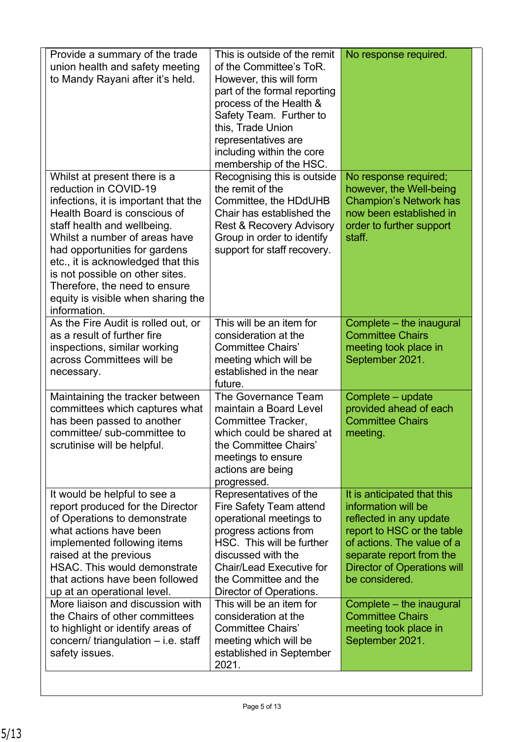| | | |
|---|---|---|
| Provide a summary of the trade union health and safety meeting to Mandy Rayani after it's held. | This is outside of the remit of the Committee's ToR. However, this will form part of the formal reporting process of the Health & Safety Team. Further to this, Trade Union representatives are including within the core membership of the HSC. | No response required. |
| Whilst at present there is a reduction in COVID-19 infections, it is important that the Health Board is conscious of staff health and wellbeing. Whilst a number of areas have had opportunities for gardens etc., it is acknowledged that this is not possible on other sites. Therefore, the need to ensure equity is visible when sharing the information. | Recognising this is outside the remit of the Committee, the HDdUHB Chair has established the Rest & Recovery Advisory Group in order to identify support for staff recovery. | No response required; however, the Well-being Champion's Network has now been established in order to further support staff. |
| As the Fire Audit is rolled out, or as a result of further fire inspections, similar working across Committees will be necessary. | This will be an item for consideration at the Committee Chairs' meeting which will be established in the near future. | Complete – the inaugural Committee Chairs meeting took place in September 2021. |
| Maintaining the tracker between committees which captures what has been passed to another committee/ sub-committee to scrutinise will be helpful. | The Governance Team maintain a Board Level Committee Tracker, which could be shared at the Committee Chairs' meetings to ensure actions are being progressed. | Complete – update provided ahead of each Committee Chairs meeting. |
| It would be helpful to see a report produced for the Director of Operations to demonstrate what actions have been implemented following items raised at the previous HSAC. This would demonstrate that actions have been followed up at an operational level. | Representatives of the Fire Safety Team attend operational meetings to progress actions from HSC. This will be further discussed with the Chair/Lead Executive for the Committee and the Director of Operations. | It is anticipated that this information will be reflected in any update report to HSC or the table of actions. The value of a separate report from the Director of Operations will be considered. |
| More liaison and discussion with the Chairs of other committees to highlight or identify areas of concern/ triangulation – i.e. staff safety issues. | This will be an item for consideration at the Committee Chairs' meeting which will be established in September 2021. | Complete – the inaugural Committee Chairs meeting took place in September 2021. |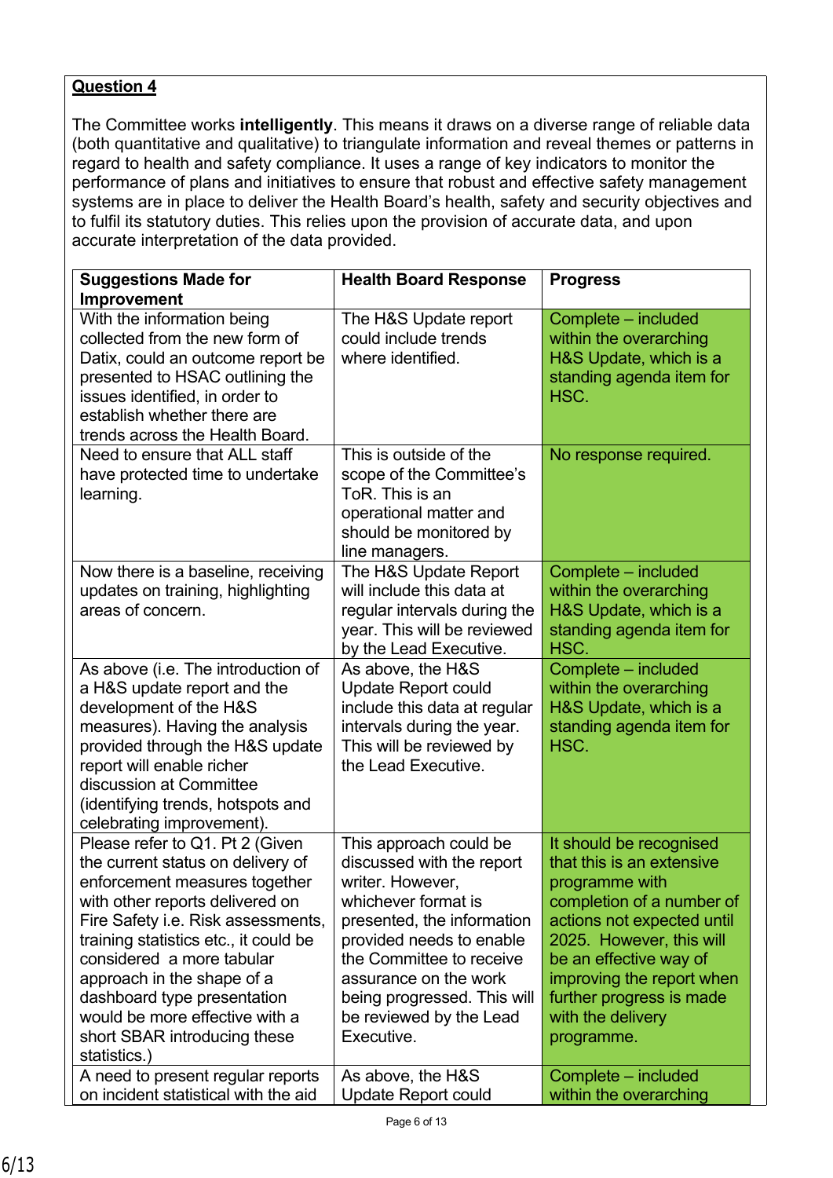**Question 4**

The Committee works **intelligently**. This means it draws on a diverse range of reliable data (both quantitative and qualitative) to triangulate information and reveal themes or patterns in regard to health and safety compliance. It uses a range of key indicators to monitor the performance of plans and initiatives to ensure that robust and effective safety management systems are in place to deliver the Health Board's health, safety and security objectives and to fulfil its statutory duties. This relies upon the provision of accurate data, and upon accurate interpretation of the data provided.

| Suggestions Made for Improvement | Health Board Response | Progress |
|---|---|---|
| With the information being collected from the new form of Datix, could an outcome report be presented to HSAC outlining the issues identified, in order to establish whether there are trends across the Health Board. | The H&S Update report could include trends where identified. | Complete – included within the overarching H&S Update, which is a standing agenda item for HSC. |
| Need to ensure that ALL staff have protected time to undertake learning. | This is outside of the scope of the Committee's ToR. This is an operational matter and should be monitored by line managers. | No response required. |
| Now there is a baseline, receiving updates on training, highlighting areas of concern. | The H&S Update Report will include this data at regular intervals during the year. This will be reviewed by the Lead Executive. | Complete – included within the overarching H&S Update, which is a standing agenda item for HSC. |
| As above (i.e. The introduction of a H&S update report and the development of the H&S measures). Having the analysis provided through the H&S update report will enable richer discussion at Committee (identifying trends, hotspots and celebrating improvement). | As above, the H&S Update Report could include this data at regular intervals during the year. This will be reviewed by the Lead Executive. | Complete – included within the overarching H&S Update, which is a standing agenda item for HSC. |
| Please refer to Q1. Pt 2 (Given the current status on delivery of enforcement measures together with other reports delivered on Fire Safety i.e. Risk assessments, training statistics etc., it could be considered a more tabular approach in the shape of a dashboard type presentation would be more effective with a short SBAR introducing these statistics.) | This approach could be discussed with the report writer. However, whichever format is presented, the information provided needs to enable the Committee to receive assurance on the work being progressed. This will be reviewed by the Lead Executive. | It should be recognised that this is an extensive programme with completion of a number of actions not expected until 2025. However, this will be an effective way of improving the report when further progress is made with the delivery programme. |
| A need to present regular reports on incident statistical with the aid | As above, the H&S Update Report could | Complete – included within the overarching |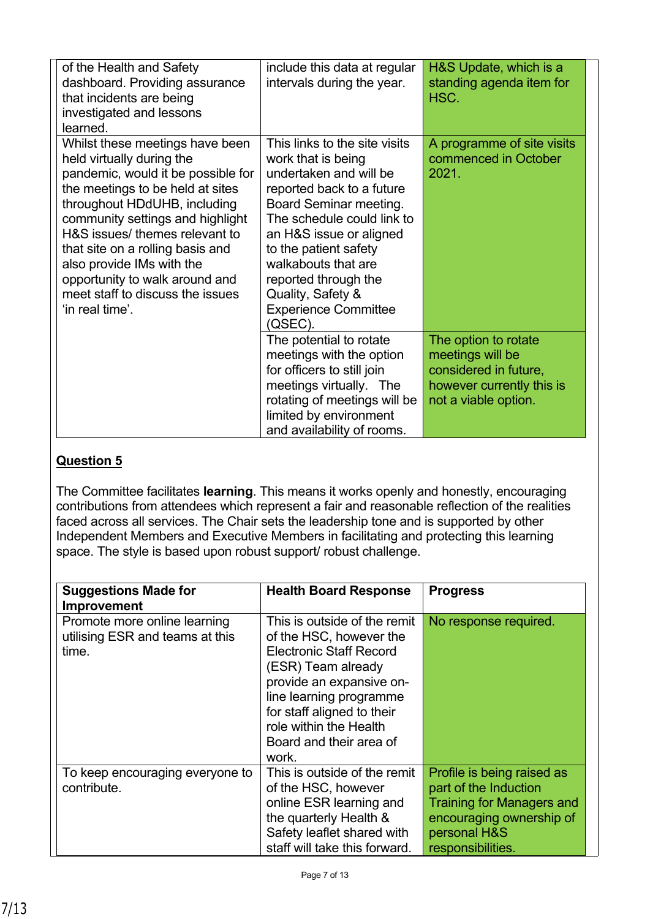| | | |
|---|---|---|
| of the Health and Safety dashboard. Providing assurance that incidents are being investigated and lessons learned. | include this data at regular intervals during the year. | H&S Update, which is a standing agenda item for HSC. |
| Whilst these meetings have been held virtually during the pandemic, would it be possible for the meetings to be held at sites throughout HDdUHB, including community settings and highlight H&S issues/ themes relevant to that site on a rolling basis and also provide IMs with the opportunity to walk around and meet staff to discuss the issues 'in real time'. | This links to the site visits work that is being undertaken and will be reported back to a future Board Seminar meeting. The schedule could link to an H&S issue or aligned to the patient safety walkabouts that are reported through the Quality, Safety & Experience Committee (QSEC). | A programme of site visits commenced in October 2021. |
| | The potential to rotate meetings with the option for officers to still join meetings virtually. The rotating of meetings will be limited by environment and availability of rooms. | The option to rotate meetings will be considered in future, however currently this is not a viable option. |

## Question 5

The Committee facilitates **learning**. This means it works openly and honestly, encouraging contributions from attendees which represent a fair and reasonable reflection of the realities faced across all services. The Chair sets the leadership tone and is supported by other Independent Members and Executive Members in facilitating and protecting this learning space. The style is based upon robust support/ robust challenge.

| Suggestions Made for Improvement | Health Board Response | Progress |
|---|---|---|
| Promote more online learning utilising ESR and teams at this time. | This is outside of the remit of the HSC, however the Electronic Staff Record (ESR) Team already provide an expansive on-line learning programme for staff aligned to their role within the Health Board and their area of work. | No response required. |
| To keep encouraging everyone to contribute. | This is outside of the remit of the HSC, however online ESR learning and the quarterly Health & Safety leaflet shared with staff will take this forward. | Profile is being raised as part of the Induction Training for Managers and encouraging ownership of personal H&S responsibilities. |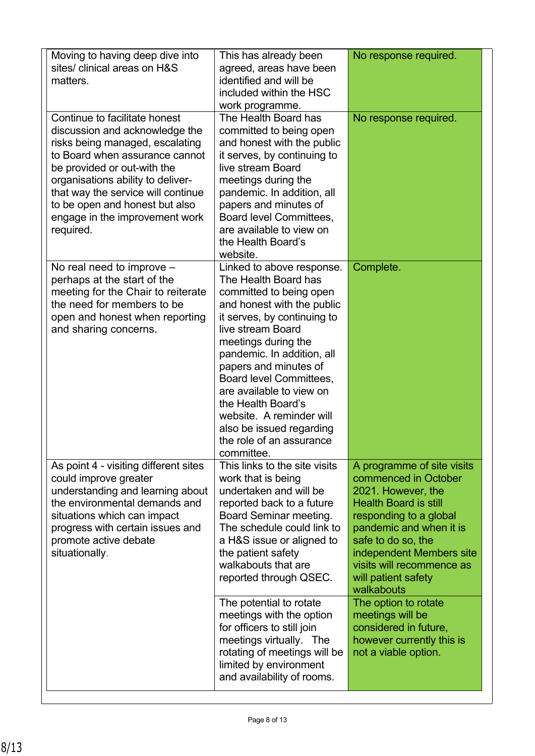| | | |
|---|---|---|
| Moving to having deep dive into sites/ clinical areas on H&S matters. | This has already been agreed, areas have been identified and will be included within the HSC work programme. | No response required. |
| Continue to facilitate honest discussion and acknowledge the risks being managed, escalating to Board when assurance cannot be provided or out-with the organisations ability to deliver- that way the service will continue to be open and honest but also engage in the improvement work required. | The Health Board has committed to being open and honest with the public it serves, by continuing to live stream Board meetings during the pandemic. In addition, all papers and minutes of Board level Committees, are available to view on the Health Board's website. | No response required. |
| No real need to improve – perhaps at the start of the meeting for the Chair to reiterate the need for members to be open and honest when reporting and sharing concerns. | Linked to above response. The Health Board has committed to being open and honest with the public it serves, by continuing to live stream Board meetings during the pandemic. In addition, all papers and minutes of Board level Committees, are available to view on the Health Board's website. A reminder will also be issued regarding the role of an assurance committee. | Complete. |
| As point 4 - visiting different sites could improve greater understanding and learning about the environmental demands and situations which can impact progress with certain issues and promote active debate situationally. | This links to the site visits work that is being undertaken and will be reported back to a future Board Seminar meeting. The schedule could link to a H&S issue or aligned to the patient safety walkabouts that are reported through QSEC. | A programme of site visits commenced in October 2021. However, the Health Board is still responding to a global pandemic and when it is safe to do so, the independent Members site visits will recommence as will patient safety walkabouts |
| | The potential to rotate meetings with the option for officers to still join meetings virtually. The rotating of meetings will be limited by environment and availability of rooms. | The option to rotate meetings will be considered in future, however currently this is not a viable option. |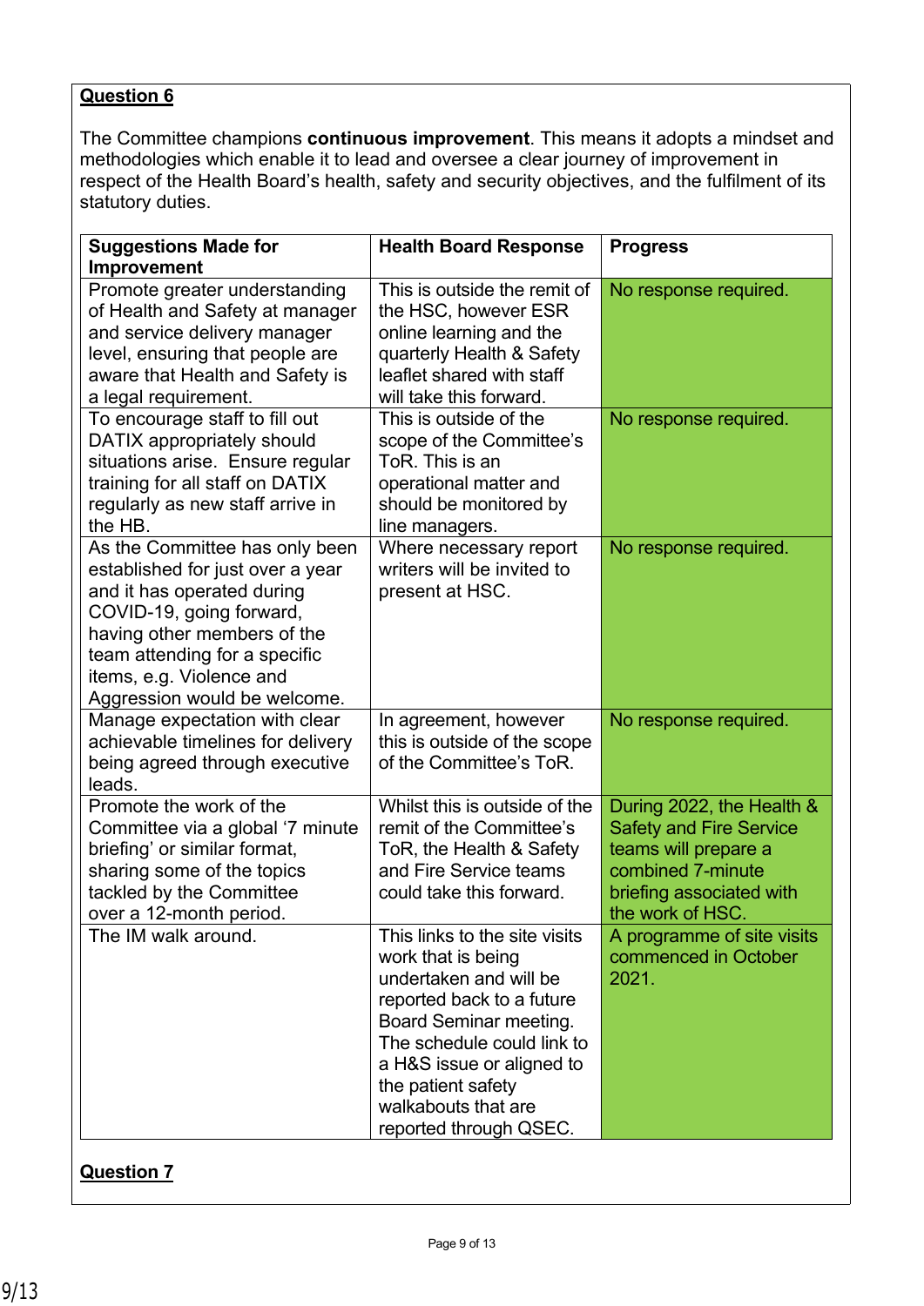**Question 6**

The Committee champions **continuous improvement**. This means it adopts a mindset and methodologies which enable it to lead and oversee a clear journey of improvement in respect of the Health Board's health, safety and security objectives, and the fulfilment of its statutory duties.

| Suggestions Made for Improvement | Health Board Response | Progress |
|---|---|---|
| Promote greater understanding of Health and Safety at manager and service delivery manager level, ensuring that people are aware that Health and Safety is a legal requirement. | This is outside the remit of the HSC, however ESR online learning and the quarterly Health & Safety leaflet shared with staff will take this forward. | No response required. |
| To encourage staff to fill out DATIX appropriately should situations arise. Ensure regular training for all staff on DATIX regularly as new staff arrive in the HB. | This is outside of the scope of the Committee's ToR. This is an operational matter and should be monitored by line managers. | No response required. |
| As the Committee has only been established for just over a year and it has operated during COVID-19, going forward, having other members of the team attending for a specific items, e.g. Violence and Aggression would be welcome. | Where necessary report writers will be invited to present at HSC. | No response required. |
| Manage expectation with clear achievable timelines for delivery being agreed through executive leads. | In agreement, however this is outside of the scope of the Committee's ToR. | No response required. |
| Promote the work of the Committee via a global '7 minute briefing' or similar format, sharing some of the topics tackled by the Committee over a 12-month period. | Whilst this is outside of the remit of the Committee's ToR, the Health & Safety and Fire Service teams could take this forward. | During 2022, the Health & Safety and Fire Service teams will prepare a combined 7-minute briefing associated with the work of HSC. |
| The IM walk around. | This links to the site visits work that is being undertaken and will be reported back to a future Board Seminar meeting. The schedule could link to a H&S issue or aligned to the patient safety walkabouts that are reported through QSEC. | A programme of site visits commenced in October 2021. |

**Question 7**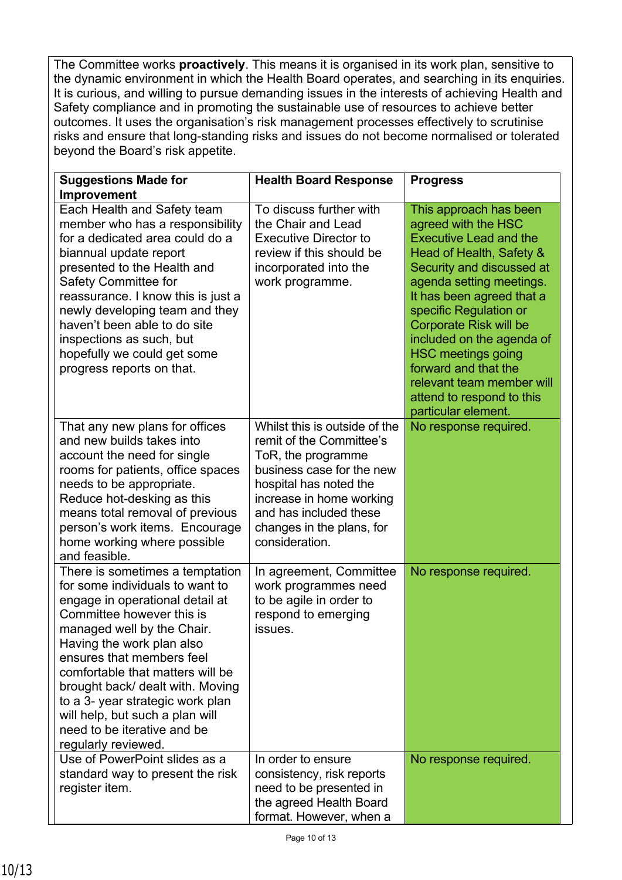The Committee works **proactively**. This means it is organised in its work plan, sensitive to the dynamic environment in which the Health Board operates, and searching in its enquiries. It is curious, and willing to pursue demanding issues in the interests of achieving Health and Safety compliance and in promoting the sustainable use of resources to achieve better outcomes. It uses the organisation's risk management processes effectively to scrutinise risks and ensure that long-standing risks and issues do not become normalised or tolerated beyond the Board's risk appetite.

| **Suggestions Made for Improvement** | **Health Board Response** | **Progress** |
|---|---|---|
| Each Health and Safety team member who has a responsibility for a dedicated area could do a biannual update report presented to the Health and Safety Committee for reassurance. I know this is just a newly developing team and they haven't been able to do site inspections as such, but hopefully we could get some progress reports on that. | To discuss further with the Chair and Lead Executive Director to review if this should be incorporated into the work programme. | This approach has been agreed with the HSC Executive Lead and the Head of Health, Safety & Security and discussed at agenda setting meetings. It has been agreed that a specific Regulation or Corporate Risk will be included on the agenda of HSC meetings going forward and that the relevant team member will attend to respond to this particular element. |
| That any new plans for offices and new builds takes into account the need for single rooms for patients, office spaces needs to be appropriate. Reduce hot-desking as this means total removal of previous person's work items. Encourage home working where possible and feasible. | Whilst this is outside of the remit of the Committee's ToR, the programme business case for the new hospital has noted the increase in home working and has included these changes in the plans, for consideration. | No response required. |
| There is sometimes a temptation for some individuals to want to engage in operational detail at Committee however this is managed well by the Chair. Having the work plan also ensures that members feel comfortable that matters will be brought back/ dealt with. Moving to a 3- year strategic work plan will help, but such a plan will need to be iterative and be regularly reviewed. | In agreement, Committee work programmes need to be agile in order to respond to emerging issues. | No response required. |
| Use of PowerPoint slides as a standard way to present the risk register item. | In order to ensure consistency, risk reports need to be presented in the agreed Health Board format. However, when a | No response required. |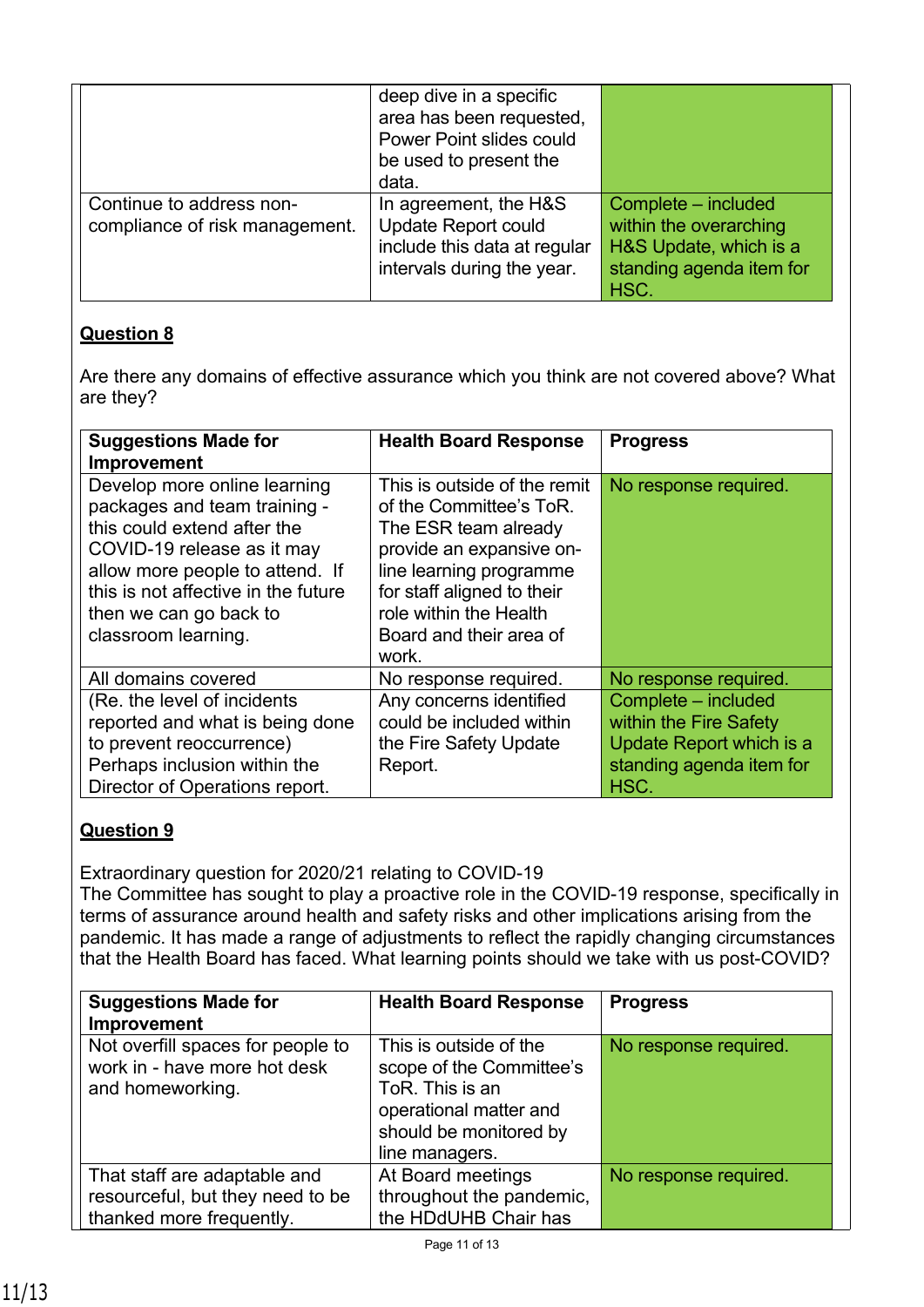| | | |
|---|---|---|
| | deep dive in a specific area has been requested, Power Point slides could be used to present the data. | |
| Continue to address non-compliance of risk management. | In agreement, the H&S Update Report could include this data at regular intervals during the year. | Complete – included within the overarching H&S Update, which is a standing agenda item for HSC. |

**Question 8**

Are there any domains of effective assurance which you think are not covered above? What are they?

| Suggestions Made for Improvement | Health Board Response | Progress |
|---|---|---|
| Develop more online learning packages and team training - this could extend after the COVID-19 release as it may allow more people to attend. If this is not affective in the future then we can go back to classroom learning. | This is outside of the remit of the Committee's ToR. The ESR team already provide an expansive on-line learning programme for staff aligned to their role within the Health Board and their area of work. | No response required. |
| All domains covered | No response required. | No response required. |
| (Re. the level of incidents reported and what is being done to prevent reoccurrence) Perhaps inclusion within the Director of Operations report. | Any concerns identified could be included within the Fire Safety Update Report. | Complete – included within the Fire Safety Update Report which is a standing agenda item for HSC. |

**Question 9**

Extraordinary question for 2020/21 relating to COVID-19
The Committee has sought to play a proactive role in the COVID-19 response, specifically in terms of assurance around health and safety risks and other implications arising from the pandemic. It has made a range of adjustments to reflect the rapidly changing circumstances that the Health Board has faced. What learning points should we take with us post-COVID?

| Suggestions Made for Improvement | Health Board Response | Progress |
|---|---|---|
| Not overfill spaces for people to work in - have more hot desk and homeworking. | This is outside of the scope of the Committee's ToR. This is an operational matter and should be monitored by line managers. | No response required. |
| That staff are adaptable and resourceful, but they need to be thanked more frequently. | At Board meetings throughout the pandemic, the HDdUHB Chair has | No response required. |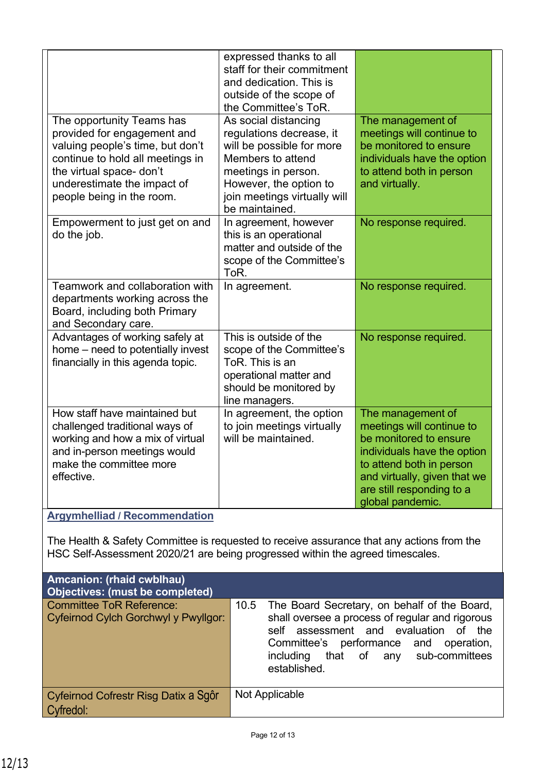| | | |
|---|---|---|
| | expressed thanks to all staff for their commitment and dedication. This is outside of the scope of the Committee's ToR. | |
| The opportunity Teams has provided for engagement and valuing people's time, but don't continue to hold all meetings in the virtual space- don't underestimate the impact of people being in the room. | As social distancing regulations decrease, it will be possible for more Members to attend meetings in person. However, the option to join meetings virtually will be maintained. | The management of meetings will continue to be monitored to ensure individuals have the option to attend both in person and virtually. |
| Empowerment to just get on and do the job. | In agreement, however this is an operational matter and outside of the scope of the Committee's ToR. | No response required. |
| Teamwork and collaboration with departments working across the Board, including both Primary and Secondary care. | In agreement. | No response required. |
| Advantages of working safely at home – need to potentially invest financially in this agenda topic. | This is outside of the scope of the Committee's ToR. This is an operational matter and should be monitored by line managers. | No response required. |
| How staff have maintained but challenged traditional ways of working and how a mix of virtual and in-person meetings would make the committee more effective. | In agreement, the option to join meetings virtually will be maintained. | The management of meetings will continue to be monitored to ensure individuals have the option to attend both in person and virtually, given that we are still responding to a global pandemic. |

## Argymhelliad / Recommendation

The Health & Safety Committee is requested to receive assurance that any actions from the HSC Self-Assessment 2020/21 are being progressed within the agreed timescales.

| **Amcanion: (rhaid cwblhau)<br>Objectives: (must be completed)** | |
|---|---|
| Committee ToR Reference:<br>Cyfeirnod Cylch Gorchwyl y Pwyllgor: | 10.5 The Board Secretary, on behalf of the Board, shall oversee a process of regular and rigorous self assessment and evaluation of the Committee's performance and operation, including that of any sub-committees established. |
| Cyfeirnod Cofrestr Risg Datix a Sgôr Cyfredol: | Not Applicable |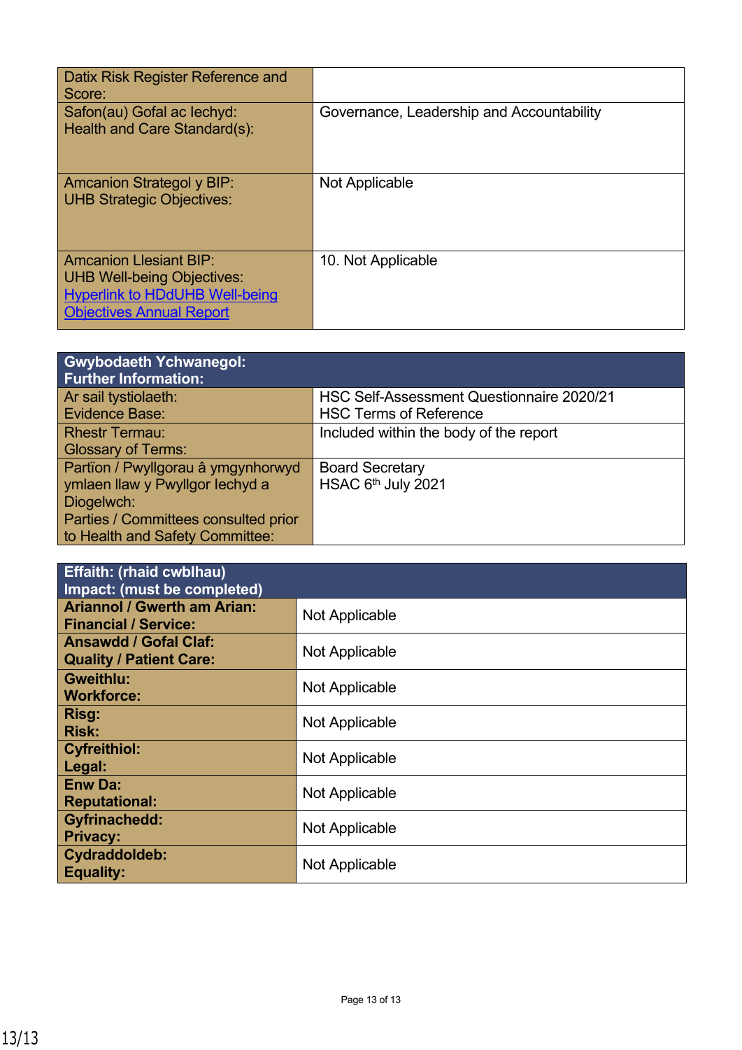| | |
|---|---|
| Datix Risk Register Reference and Score: | |
| Safon(au) Gofal ac Iechyd: Health and Care Standard(s): | Governance, Leadership and Accountability |
| Amcanion Strategol y BIP: UHB Strategic Objectives: | Not Applicable |
| Amcanion Llesiant BIP: UHB Well-being Objectives: [Hyperlink to HDdUHB Well-being Objectives Annual Report] | 10. Not Applicable |

| **Gwybodaeth Ychwanegol: Further Information:** | |
|---|---|
| Ar sail tystiolaeth: Evidence Base: | HSC Self-Assessment Questionnaire 2020/21<br>HSC Terms of Reference |
| Rhestr Termau: Glossary of Terms: | Included within the body of the report |
| Partïon / Pwyllgorau â ymgynhorwyd ymlaen llaw y Pwyllgor Iechyd a Diogelwch: Parties / Committees consulted prior to Health and Safety Committee: | Board Secretary<br>HSAC 6th July 2021 |

| **Effaith: (rhaid cwblhau) Impact: (must be completed)** | |
|---|---|
| **Ariannol / Gwerth am Arian: Financial / Service:** | Not Applicable |
| **Ansawdd / Gofal Claf: Quality / Patient Care:** | Not Applicable |
| **Gweithlu: Workforce:** | Not Applicable |
| **Risg: Risk:** | Not Applicable |
| **Cyfreithiol: Legal:** | Not Applicable |
| **Enw Da: Reputational:** | Not Applicable |
| **Gyfrinachedd: Privacy:** | Not Applicable |
| **Cydraddoldeb: Equality:** | Not Applicable |